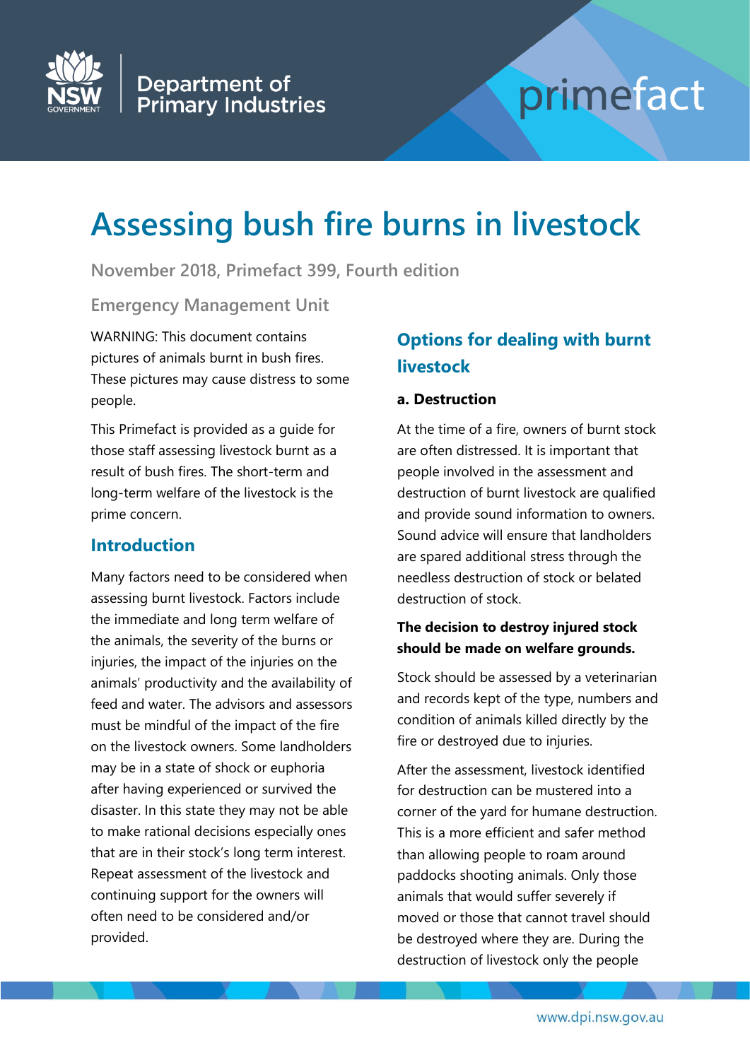# Assessing bush fire burns in livestock

November 2018, Primefact 399, Fourth edition

Emergency Management Unit

WARNING: This document contains pictures of animals burnt in bush fires. These pictures may cause distress to some people.

This Primefact is provided as a guide for those staff assessing livestock burnt as a result of bush fires. The short-term and long-term welfare of the livestock is the prime concern.

## Introduction

Many factors need to be considered when assessing burnt livestock. Factors include the immediate and long term welfare of the animals, the severity of the burns or injuries, the impact of the injuries on the animals' productivity and the availability of feed and water. The advisors and assessors must be mindful of the impact of the fire on the livestock owners. Some landholders may be in a state of shock or euphoria after having experienced or survived the disaster. In this state they may not be able to make rational decisions especially ones that are in their stock's long term interest. Repeat assessment of the livestock and continuing support for the owners will often need to be considered and/or provided.

## Options for dealing with burnt livestock

### a. Destruction

At the time of a fire, owners of burnt stock are often distressed. It is important that people involved in the assessment and destruction of burnt livestock are qualified and provide sound information to owners. Sound advice will ensure that landholders are spared additional stress through the needless destruction of stock or belated destruction of stock.

**The decision to destroy injured stock should be made on welfare grounds.**

Stock should be assessed by a veterinarian and records kept of the type, numbers and condition of animals killed directly by the fire or destroyed due to injuries.

After the assessment, livestock identified for destruction can be mustered into a corner of the yard for humane destruction. This is a more efficient and safer method than allowing people to roam around paddocks shooting animals. Only those animals that would suffer severely if moved or those that cannot travel should be destroyed where they are. During the destruction of livestock only the people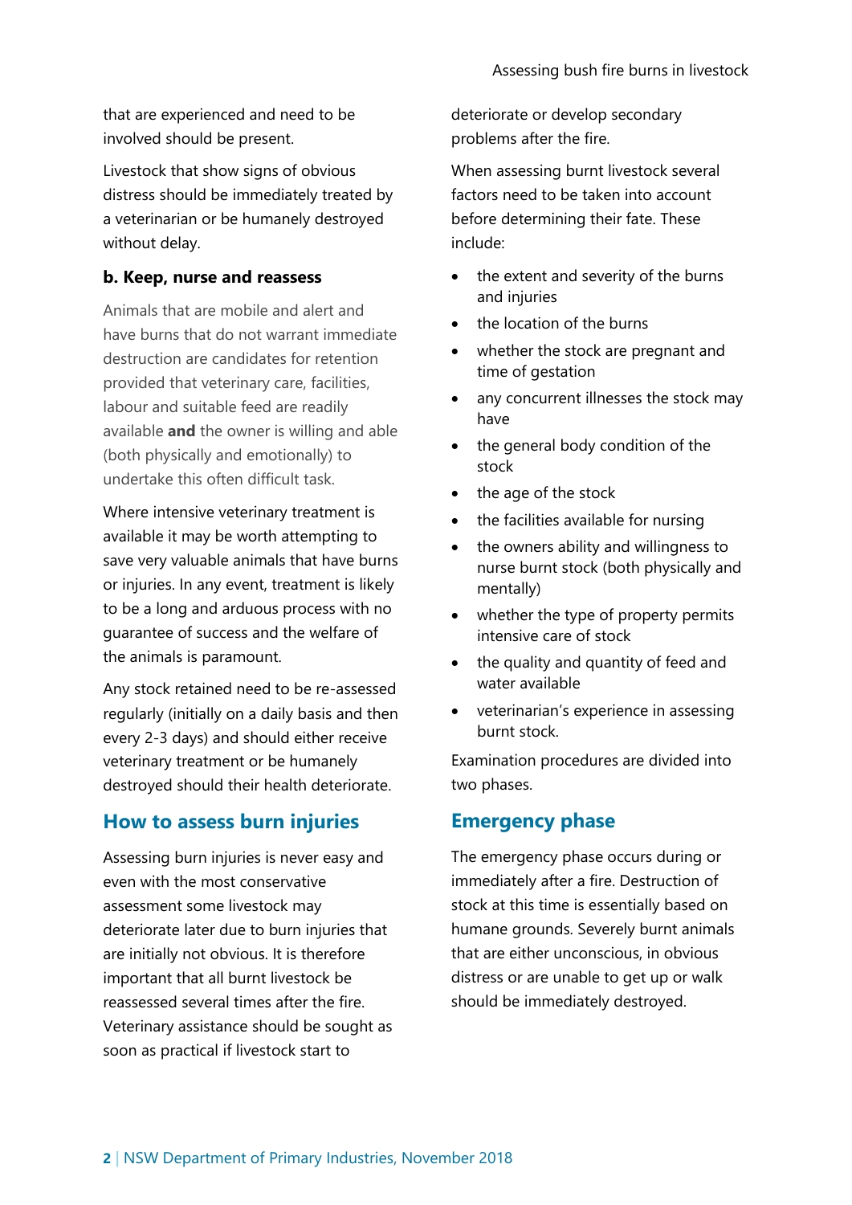that are experienced and need to be involved should be present.

Livestock that show signs of obvious distress should be immediately treated by a veterinarian or be humanely destroyed without delay.

#### b. Keep, nurse and reassess

Animals that are mobile and alert and have burns that do not warrant immediate destruction are candidates for retention provided that veterinary care, facilities, labour and suitable feed are readily available **and** the owner is willing and able (both physically and emotionally) to undertake this often difficult task.

Where intensive veterinary treatment is available it may be worth attempting to save very valuable animals that have burns or injuries. In any event, treatment is likely to be a long and arduous process with no guarantee of success and the welfare of the animals is paramount.

Any stock retained need to be re-assessed regularly (initially on a daily basis and then every 2-3 days) and should either receive veterinary treatment or be humanely destroyed should their health deteriorate.

## How to assess burn injuries

Assessing burn injuries is never easy and even with the most conservative assessment some livestock may deteriorate later due to burn injuries that are initially not obvious. It is therefore important that all burnt livestock be reassessed several times after the fire. Veterinary assistance should be sought as soon as practical if livestock start to deteriorate or develop secondary problems after the fire.

When assessing burnt livestock several factors need to be taken into account before determining their fate. These include:

- the extent and severity of the burns and injuries
- the location of the burns
- whether the stock are pregnant and time of gestation
- any concurrent illnesses the stock may have
- the general body condition of the stock
- the age of the stock
- the facilities available for nursing
- the owners ability and willingness to nurse burnt stock (both physically and mentally)
- whether the type of property permits intensive care of stock
- the quality and quantity of feed and water available
- veterinarian's experience in assessing burnt stock.

Examination procedures are divided into two phases.

## Emergency phase

The emergency phase occurs during or immediately after a fire. Destruction of stock at this time is essentially based on humane grounds. Severely burnt animals that are either unconscious, in obvious distress or are unable to get up or walk should be immediately destroyed.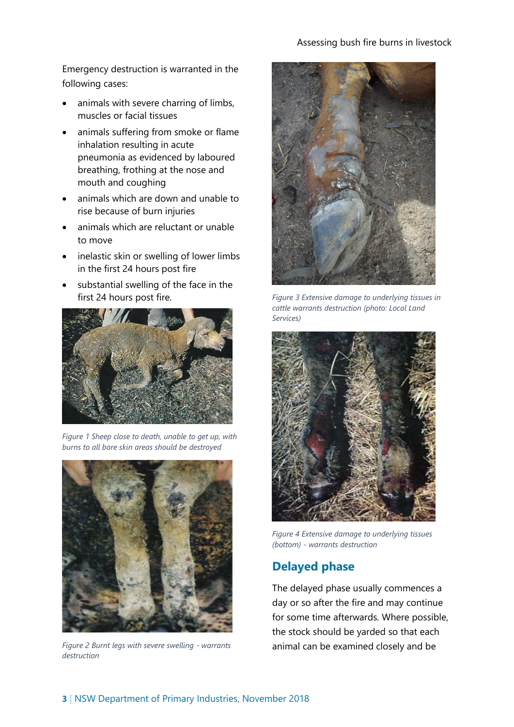Emergency destruction is warranted in the following cases:

- animals with severe charring of limbs, muscles or facial tissues
- animals suffering from smoke or flame inhalation resulting in acute pneumonia as evidenced by laboured breathing, frothing at the nose and mouth and coughing
- animals which are down and unable to rise because of burn injuries
- animals which are reluctant or unable to move
- inelastic skin or swelling of lower limbs in the first 24 hours post fire
- substantial swelling of the face in the first 24 hours post fire.

*Figure 1 Sheep close to death, unable to get up, with burns to all bare skin areas should be destroyed*

*Figure 2 Burnt legs with severe swelling - warrants destruction*

*Figure 3 Extensive damage to underlying tissues in cattle warrants destruction (photo: Local Land Services)*

*Figure 4 Extensive damage to underlying tissues (bottom) - warrants destruction*

## Delayed phase

The delayed phase usually commences a day or so after the fire and may continue for some time afterwards. Where possible, the stock should be yarded so that each animal can be examined closely and be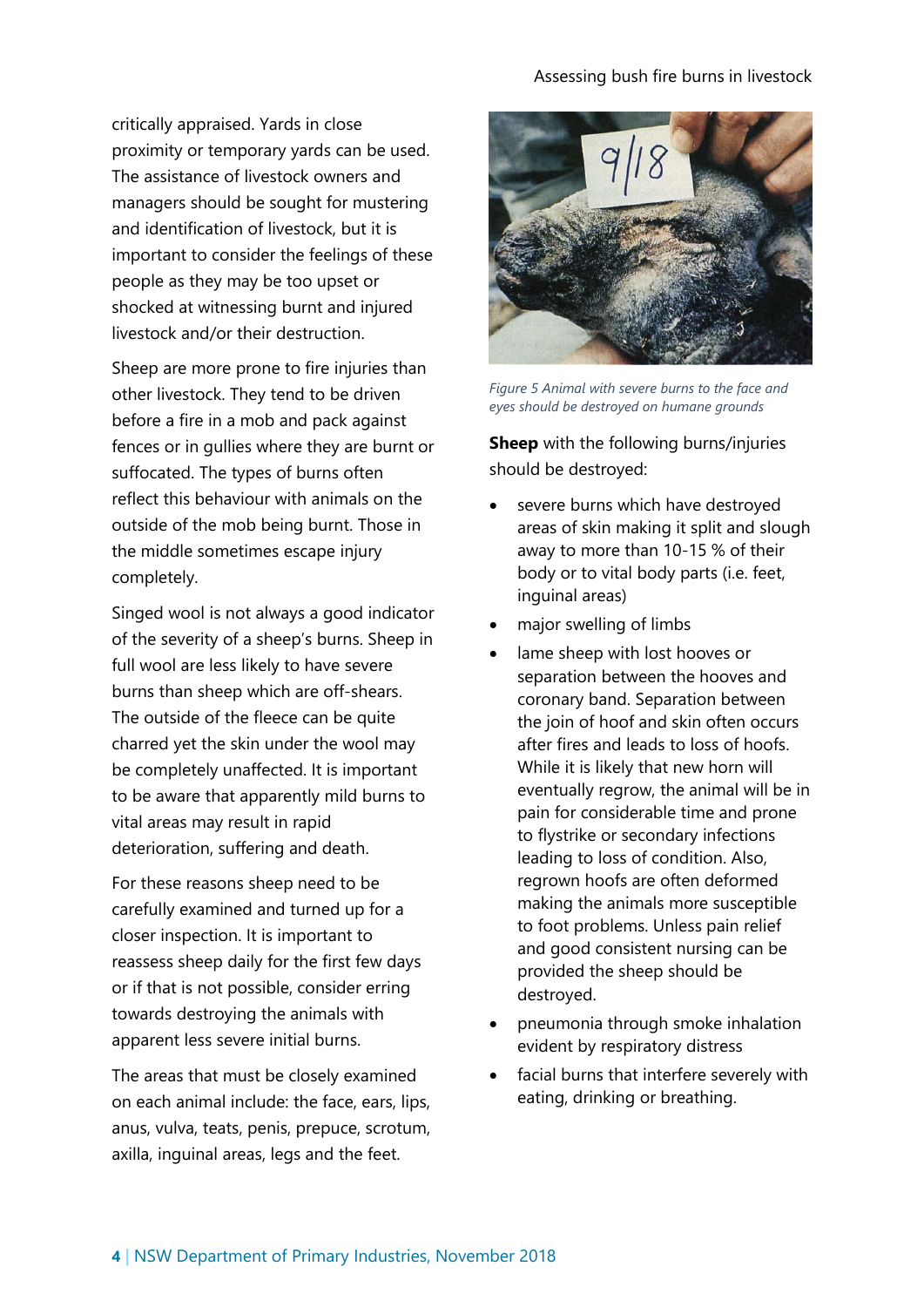critically appraised. Yards in close proximity or temporary yards can be used. The assistance of livestock owners and managers should be sought for mustering and identification of livestock, but it is important to consider the feelings of these people as they may be too upset or shocked at witnessing burnt and injured livestock and/or their destruction.

Sheep are more prone to fire injuries than other livestock. They tend to be driven before a fire in a mob and pack against fences or in gullies where they are burnt or suffocated. The types of burns often reflect this behaviour with animals on the outside of the mob being burnt. Those in the middle sometimes escape injury completely.

Singed wool is not always a good indicator of the severity of a sheep's burns. Sheep in full wool are less likely to have severe burns than sheep which are off-shears. The outside of the fleece can be quite charred yet the skin under the wool may be completely unaffected. It is important to be aware that apparently mild burns to vital areas may result in rapid deterioration, suffering and death.

For these reasons sheep need to be carefully examined and turned up for a closer inspection. It is important to reassess sheep daily for the first few days or if that is not possible, consider erring towards destroying the animals with apparent less severe initial burns.

The areas that must be closely examined on each animal include: the face, ears, lips, anus, vulva, teats, penis, prepuce, scrotum, axilla, inguinal areas, legs and the feet.

*Figure 5 Animal with severe burns to the face and eyes should be destroyed on humane grounds*

**Sheep** with the following burns/injuries should be destroyed:

- severe burns which have destroyed areas of skin making it split and slough away to more than 10-15 % of their body or to vital body parts (i.e. feet, inguinal areas)
- major swelling of limbs
- lame sheep with lost hooves or separation between the hooves and coronary band. Separation between the join of hoof and skin often occurs after fires and leads to loss of hoofs. While it is likely that new horn will eventually regrow, the animal will be in pain for considerable time and prone to flystrike or secondary infections leading to loss of condition. Also, regrown hoofs are often deformed making the animals more susceptible to foot problems. Unless pain relief and good consistent nursing can be provided the sheep should be destroyed.
- pneumonia through smoke inhalation evident by respiratory distress
- facial burns that interfere severely with eating, drinking or breathing.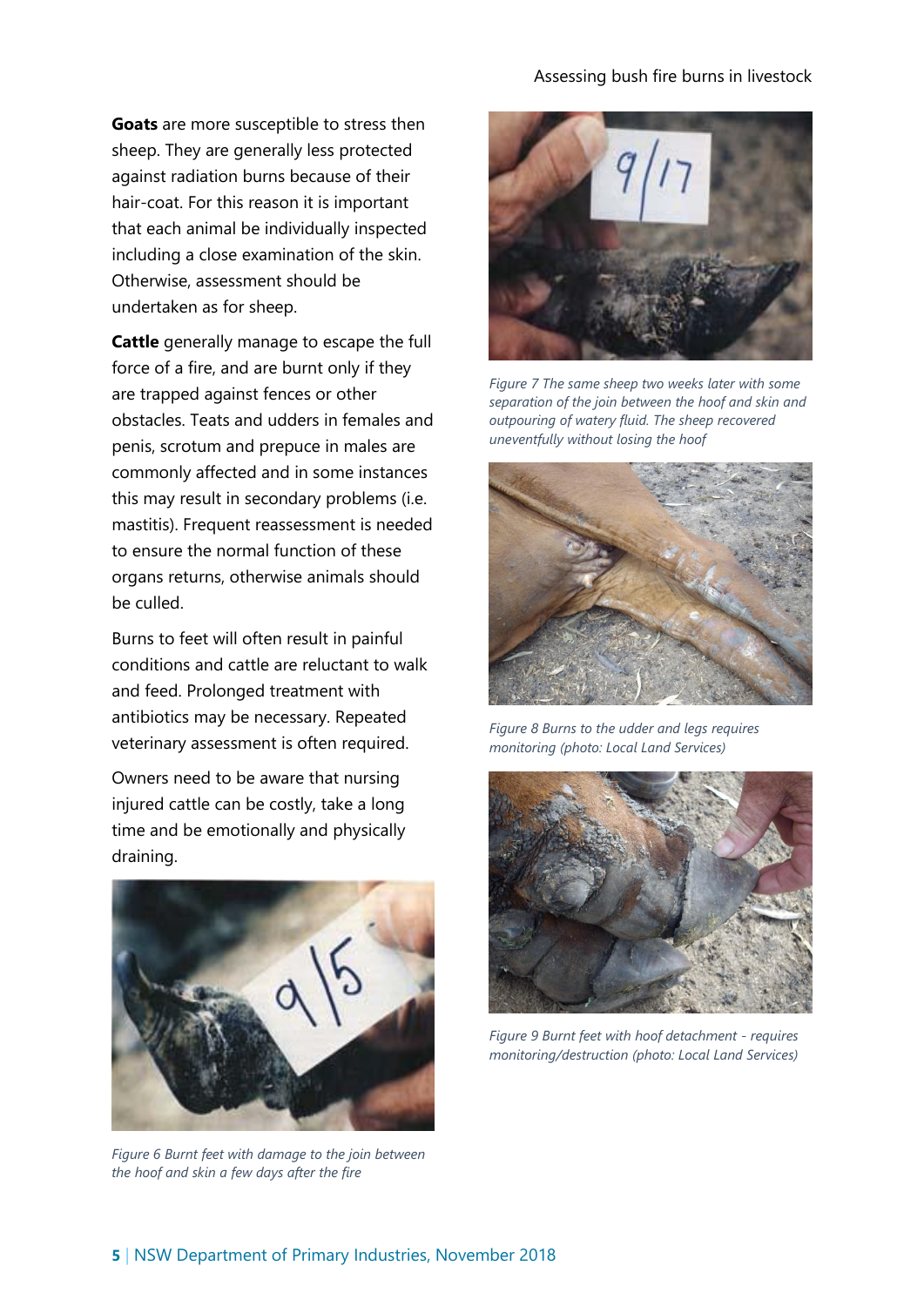**Goats** are more susceptible to stress then sheep. They are generally less protected against radiation burns because of their hair-coat. For this reason it is important that each animal be individually inspected including a close examination of the skin. Otherwise, assessment should be undertaken as for sheep.

**Cattle** generally manage to escape the full force of a fire, and are burnt only if they are trapped against fences or other obstacles. Teats and udders in females and penis, scrotum and prepuce in males are commonly affected and in some instances this may result in secondary problems (i.e. mastitis). Frequent reassessment is needed to ensure the normal function of these organs returns, otherwise animals should be culled.

Burns to feet will often result in painful conditions and cattle are reluctant to walk and feed. Prolonged treatment with antibiotics may be necessary. Repeated veterinary assessment is often required.

Owners need to be aware that nursing injured cattle can be costly, take a long time and be emotionally and physically draining.

*Figure 6 Burnt feet with damage to the join between the hoof and skin a few days after the fire*

*Figure 7 The same sheep two weeks later with some separation of the join between the hoof and skin and outpouring of watery fluid. The sheep recovered uneventfully without losing the hoof*

*Figure 8 Burns to the udder and legs requires monitoring (photo: Local Land Services)*

*Figure 9 Burnt feet with hoof detachment - requires monitoring/destruction (photo: Local Land Services)*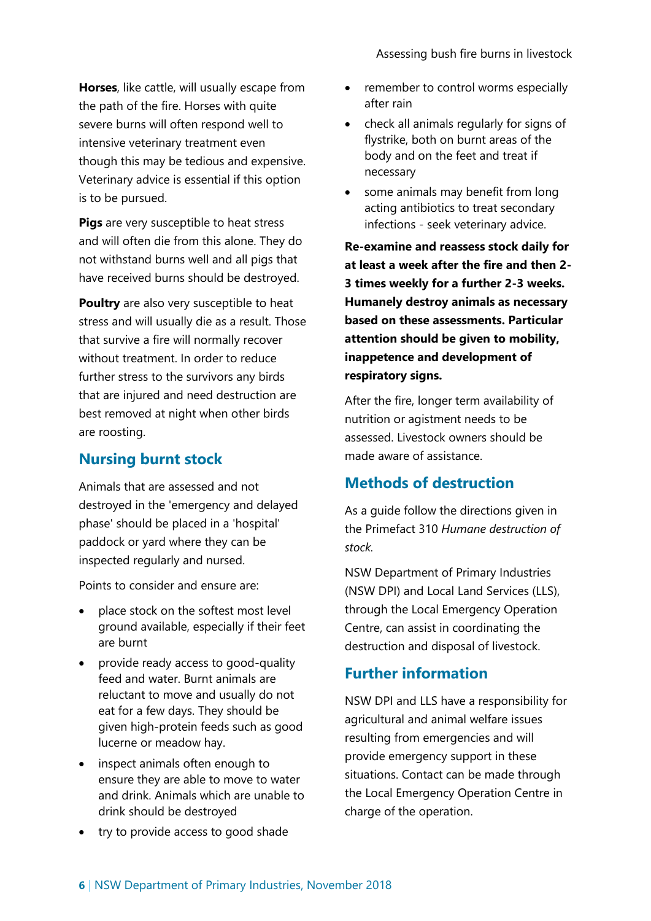**Horses**, like cattle, will usually escape from the path of the fire. Horses with quite severe burns will often respond well to intensive veterinary treatment even though this may be tedious and expensive. Veterinary advice is essential if this option is to be pursued.

**Pigs** are very susceptible to heat stress and will often die from this alone. They do not withstand burns well and all pigs that have received burns should be destroyed.

**Poultry** are also very susceptible to heat stress and will usually die as a result. Those that survive a fire will normally recover without treatment. In order to reduce further stress to the survivors any birds that are injured and need destruction are best removed at night when other birds are roosting.

## Nursing burnt stock

Animals that are assessed and not destroyed in the 'emergency and delayed phase' should be placed in a 'hospital' paddock or yard where they can be inspected regularly and nursed.

Points to consider and ensure are:

- place stock on the softest most level ground available, especially if their feet are burnt
- provide ready access to good-quality feed and water. Burnt animals are reluctant to move and usually do not eat for a few days. They should be given high-protein feeds such as good lucerne or meadow hay.
- inspect animals often enough to ensure they are able to move to water and drink. Animals which are unable to drink should be destroyed
- try to provide access to good shade
- remember to control worms especially after rain
- check all animals regularly for signs of flystrike, both on burnt areas of the body and on the feet and treat if necessary
- some animals may benefit from long acting antibiotics to treat secondary infections - seek veterinary advice.

**Re-examine and reassess stock daily for at least a week after the fire and then 2-3 times weekly for a further 2-3 weeks. Humanely destroy animals as necessary based on these assessments. Particular attention should be given to mobility, inappetence and development of respiratory signs.**

After the fire, longer term availability of nutrition or agistment needs to be assessed. Livestock owners should be made aware of assistance.

## Methods of destruction

As a guide follow the directions given in the Primefact 310 *Humane destruction of stock.*

NSW Department of Primary Industries (NSW DPI) and Local Land Services (LLS), through the Local Emergency Operation Centre, can assist in coordinating the destruction and disposal of livestock.

## Further information

NSW DPI and LLS have a responsibility for agricultural and animal welfare issues resulting from emergencies and will provide emergency support in these situations. Contact can be made through the Local Emergency Operation Centre in charge of the operation.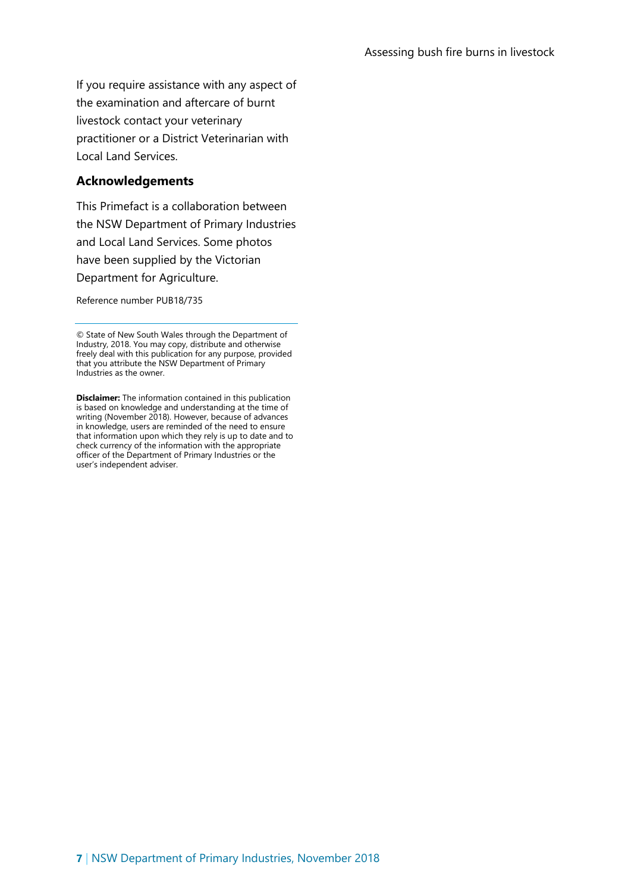If you require assistance with any aspect of the examination and aftercare of burnt livestock contact your veterinary practitioner or a District Veterinarian with Local Land Services.

## Acknowledgements

This Primefact is a collaboration between the NSW Department of Primary Industries and Local Land Services. Some photos have been supplied by the Victorian Department for Agriculture.

Reference number PUB18/735

---

© State of New South Wales through the Department of Industry, 2018. You may copy, distribute and otherwise freely deal with this publication for any purpose, provided that you attribute the NSW Department of Primary Industries as the owner.

**Disclaimer:** The information contained in this publication is based on knowledge and understanding at the time of writing (November 2018). However, because of advances in knowledge, users are reminded of the need to ensure that information upon which they rely is up to date and to check currency of the information with the appropriate officer of the Department of Primary Industries or the user's independent adviser.